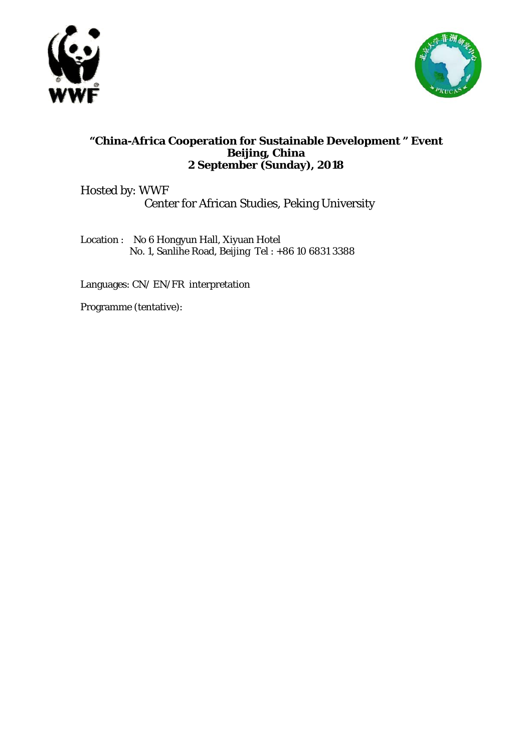# "China-Africa Cooperation for Sustainable Development " Event
## Beijing, China
## 2 September (Sunday), 2018

Hosted by: WWF
Center for African Studies, Peking University

Location : No 6 Hongyun Hall, Xiyuan Hotel
No. 1, Sanlihe Road, Beijing Tel : +86 10 6831 3388

Languages: CN/ EN/FR interpretation

Programme (tentative):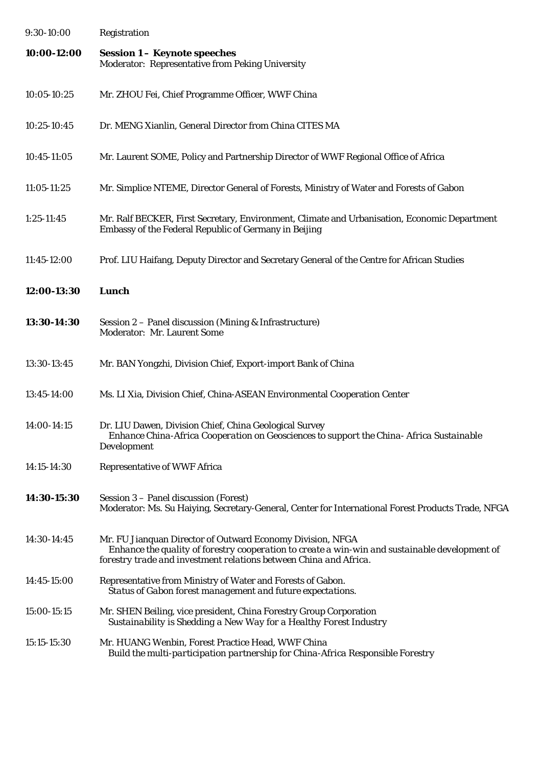| | |
|---|---|
| 9:30-10:00 | Registration |
| **10:00-12:00** | **Session 1 – Keynote speeches**<br>Moderator: Representative from Peking University |
| 10:05-10:25 | Mr. ZHOU Fei, Chief Programme Officer, WWF China |
| 10:25-10:45 | Dr. MENG Xianlin, General Director from China CITES MA |
| 10:45-11:05 | Mr. Laurent SOME, Policy and Partnership Director of WWF Regional Office of Africa |
| 11:05-11:25 | Mr. Simplice NTEME, Director General of Forests, Ministry of Water and Forests of Gabon |
| 1:25-11:45 | Mr. Ralf BECKER, First Secretary, Environment, Climate and Urbanisation, Economic Department Embassy of the Federal Republic of Germany in Beijing |
| 11:45-12:00 | Prof. LIU Haifang, Deputy Director and Secretary General of the Centre for African Studies |
| **12:00-13:30** | **Lunch** |
| **13:30-14:30** | Session 2 – Panel discussion (Mining & Infrastructure)<br>Moderator: Mr. Laurent Some |
| 13:30-13:45 | Mr. BAN Yongzhi, Division Chief, Export-import Bank of China |
| 13:45-14:00 | Ms. LI Xia, Division Chief, China-ASEAN Environmental Cooperation Center |
| 14:00-14:15 | Dr. LIU Dawen, Division Chief, China Geological Survey<br>*Enhance China-Africa Cooperation on Geosciences to support the China- Africa Sustainable* Development |
| 14:15-14:30 | Representative of WWF Africa |
| **14:30-15:30** | Session 3 – Panel discussion (Forest)<br>Moderator: Ms. Su Haiying, Secretary-General, Center for International Forest Products Trade, NFGA |
| 14:30-14:45 | Mr. FU Jianquan Director of Outward Economy Division, NFGA<br>*Enhance the quality of forestry cooperation to create a win-win and sustainable development of forestry trade and investment relations between China and Africa.* |
| 14:45-15:00 | Representative from Ministry of Water and Forests of Gabon.<br>*Status of Gabon forest management and future expectations.* |
| 15:00-15:15 | Mr. SHEN Beiling, vice president, China Forestry Group Corporation<br>*Sustainability is Shedding a New Way for a Healthy Forest Industry* |
| 15:15-15:30 | Mr. HUANG Wenbin, Forest Practice Head, WWF China<br>*Build the multi-participation partnership for China-Africa Responsible Forestry* |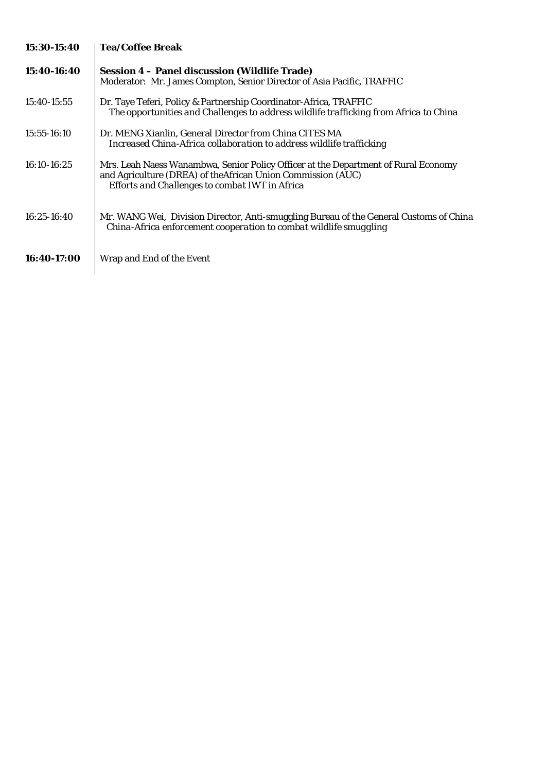| | |
|---|---|
| **15:30-15:40** | **Tea/Coffee Break** |
| **15:40-16:40** | **Session 4 – Panel discussion (Wildlife Trade)**<br>Moderator: Mr. James Compton, Senior Director of Asia Pacific, TRAFFIC |
| 15:40-15:55 | Dr. Taye Teferi, Policy & Partnership Coordinator-Africa, TRAFFIC<br>*The opportunities and Challenges to address wildlife trafficking from Africa to China* |
| 15:55-16:10 | Dr. MENG Xianlin, General Director from China CITES MA<br>*Increased China-Africa collaboration to address wildlife trafficking* |
| 16:10-16:25 | Mrs. Leah Naess Wanambwa, Senior Policy Officer at the Department of Rural Economy and Agriculture (DREA) of theAfrican Union Commission (AUC)<br>*Efforts and Challenges to combat IWT in Africa* |
| 16:25-16:40 | Mr. WANG Wei, Division Director, Anti-smuggling Bureau of the General Customs of China<br>*China-Africa enforcement cooperation to combat wildlife smuggling* |
| **16:40-17:00** | Wrap and End of the Event |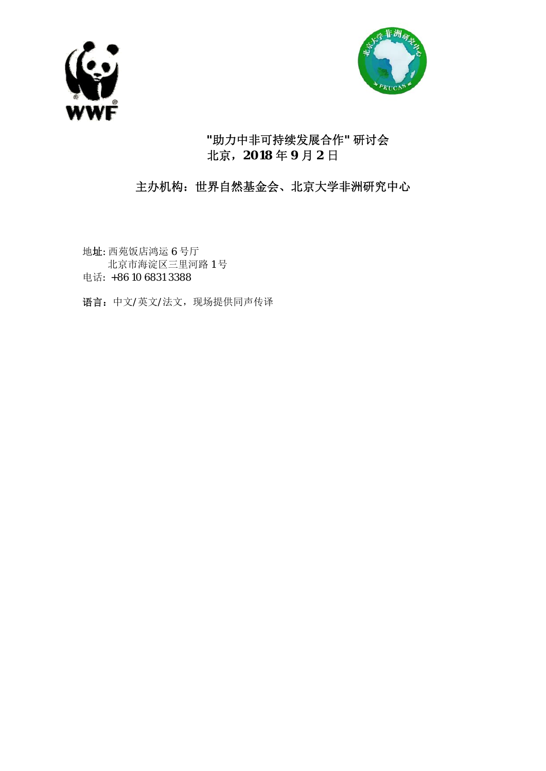# "助力中非可持续发展合作" 研讨会

**北京，2018 年 9 月 2 日**

## 主办机构：世界自然基金会、北京大学非洲研究中心

地址: 西苑饭店鸿运 6 号厅
北京市海淀区三里河路 1 号
电话: +86 10 6831 3388

**语言：**中文/英文/法文，现场提供同声传译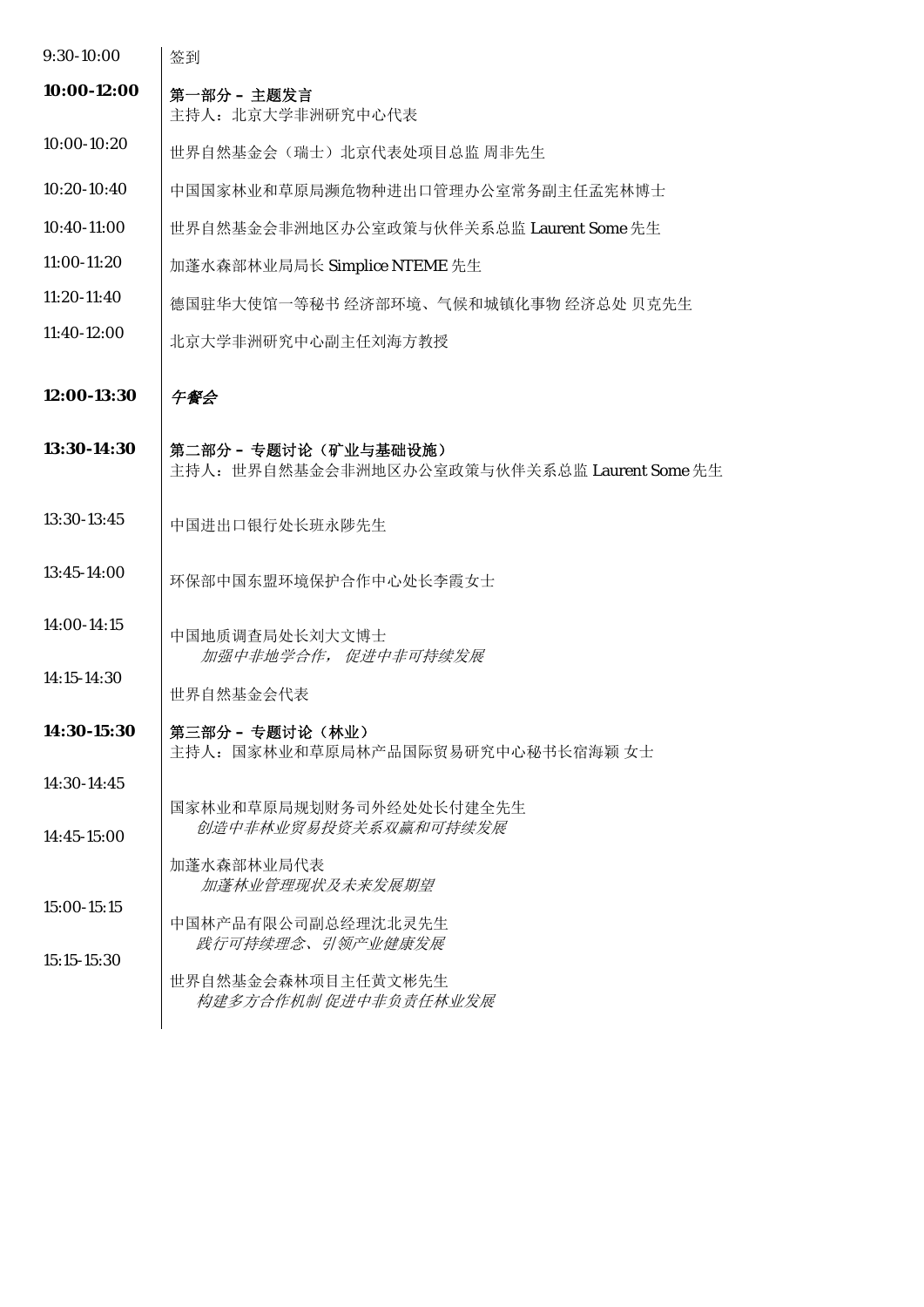| | |
|---|---|
| 9:30-10:00 | 签到 |
| **10:00-12:00** | **第一部分 – 主题发言**<br>主持人：北京大学非洲研究中心代表 |
| 10:00-10:20 | 世界自然基金会（瑞士）北京代表处项目总监 周非先生 |
| 10:20-10:40 | 中国国家林业和草原局濒危物种进出口管理办公室常务副主任孟宪林博士 |
| 10:40-11:00 | 世界自然基金会非洲地区办公室政策与伙伴关系总监 Laurent Some 先生 |
| 11:00-11:20 | 加蓬水森部林业局局长 Simplice NTEME 先生 |
| 11:20-11:40 | 德国驻华大使馆一等秘书 经济部环境、气候和城镇化事物 经济总处 贝克先生 |
| 11:40-12:00 | 北京大学非洲研究中心副主任刘海方教授 |
| **12:00-13:30** | *午餐会* |
| **13:30-14:30** | **第二部分 – 专题讨论（矿业与基础设施）**<br>主持人：世界自然基金会非洲地区办公室政策与伙伴关系总监 Laurent Some 先生 |
| 13:30-13:45 | 中国进出口银行处长班永陟先生 |
| 13:45-14:00 | 环保部中国东盟环境保护合作中心处长李霞女士 |
| 14:00-14:15 | 中国地质调查局处长刘大文博士<br>*加强中非地学合作，促进中非可持续发展* |
| 14:15-14:30 | 世界自然基金会代表 |
| **14:30-15:30** | **第三部分 – 专题讨论（林业）**<br>主持人：国家林业和草原局林产品国际贸易研究中心秘书长宿海颖 女士 |
| 14:30-14:45 | 国家林业和草原局规划财务司外经处处长付建全先生<br>*创造中非林业贸易投资关系双赢和可持续发展* |
| 14:45-15:00 | 加蓬水森部林业局代表<br>*加蓬林业管理现状及未来发展期望* |
| 15:00-15:15 | 中国林产品有限公司副总经理沈北灵先生<br>*践行可持续理念、引领产业健康发展* |
| 15:15-15:30 | 世界自然基金会森林项目主任黄文彬先生<br>*构建多方合作机制 促进中非负责任林业发展* |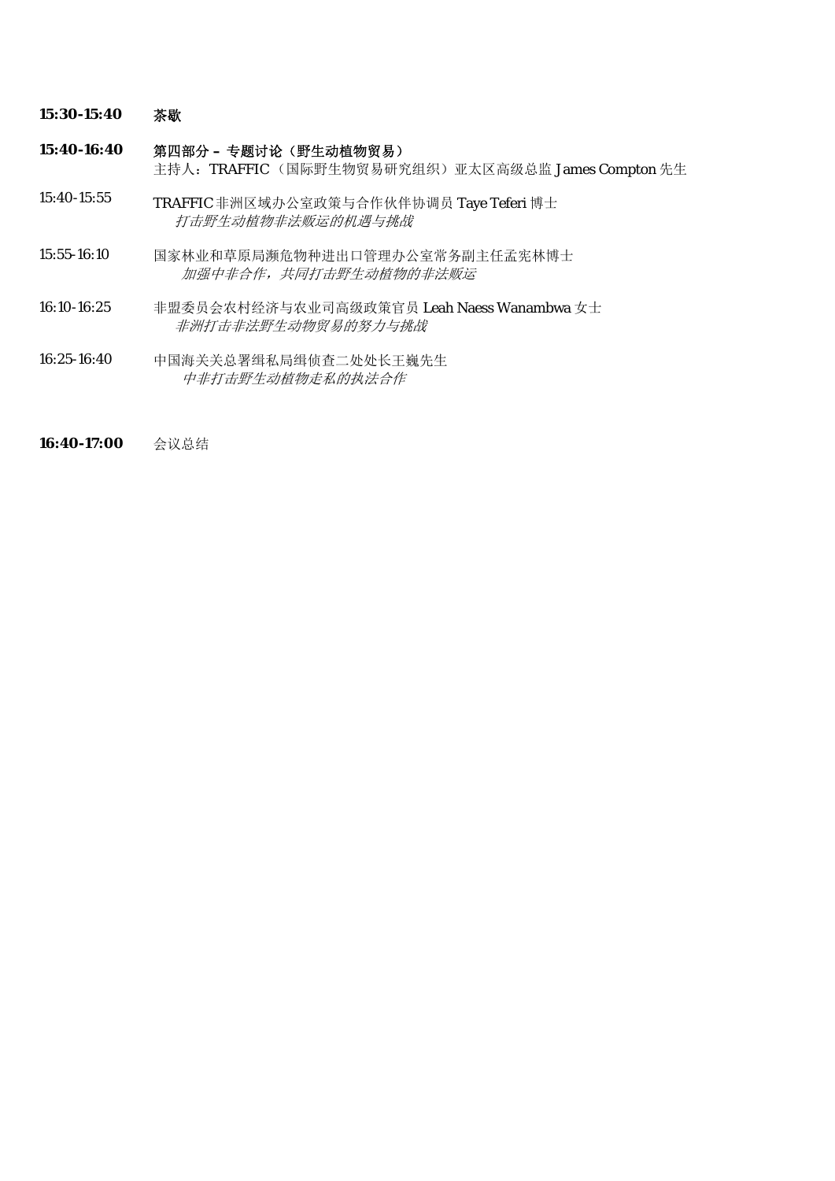**15:30-15:40** **茶歇**

**15:40-16:40** **第四部分 – 专题讨论（野生动植物贸易）**
主持人：TRAFFIC（国际野生物贸易研究组织）亚太区高级总监 James Compton 先生

15:40-15:55 TRAFFIC 非洲区域办公室政策与合作伙伴协调员 Taye Teferi 博士
*打击野生动植物非法贩运的机遇与挑战*

15:55-16:10 国家林业和草原局濒危物种进出口管理办公室常务副主任孟宪林博士
*加强中非合作，共同打击野生动植物的非法贩运*

16:10-16:25 非盟委员会农村经济与农业司高级政策官员 Leah Naess Wanambwa 女士
*非洲打击非法野生动物贸易的努力与挑战*

16:25-16:40 中国海关关总署缉私局缉侦查二处处长王巍先生
*中非打击野生动植物走私的执法合作*

**16:40-17:00** 会议总结